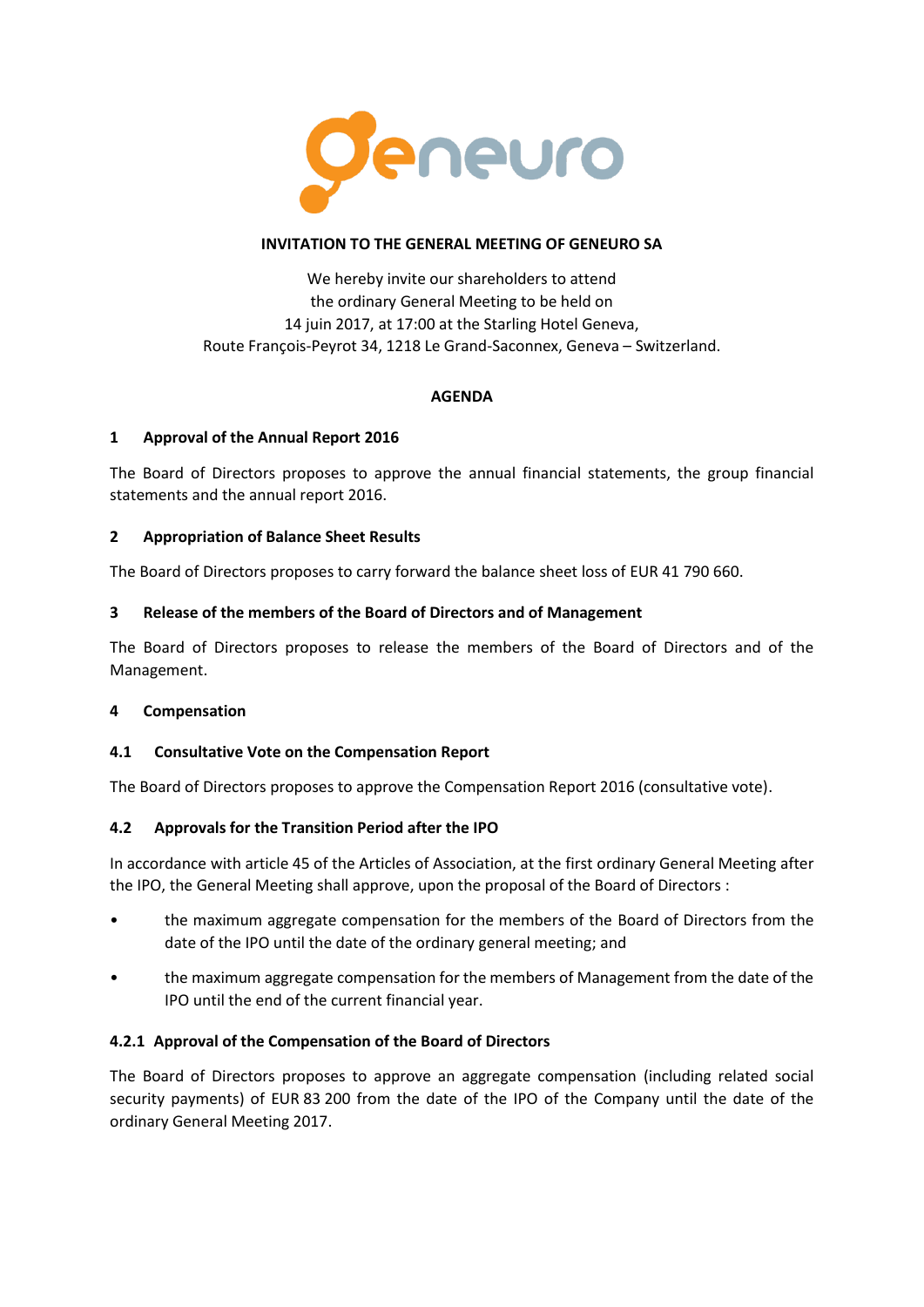**INVITATION TO THE GENERAL MEETING OF GENEURO SA**

We hereby invite our shareholders to attend
the ordinary General Meeting to be held on
14 juin 2017, at 17:00 at the Starling Hotel Geneva,
Route François-Peyrot 34, 1218 Le Grand-Saconnex, Geneva – Switzerland.

**AGENDA**

## 1 Approval of the Annual Report 2016

The Board of Directors proposes to approve the annual financial statements, the group financial statements and the annual report 2016.

## 2 Appropriation of Balance Sheet Results

The Board of Directors proposes to carry forward the balance sheet loss of EUR 41 790 660.

## 3 Release of the members of the Board of Directors and of Management

The Board of Directors proposes to release the members of the Board of Directors and of the Management.

## 4 Compensation

### 4.1 Consultative Vote on the Compensation Report

The Board of Directors proposes to approve the Compensation Report 2016 (consultative vote).

### 4.2 Approvals for the Transition Period after the IPO

In accordance with article 45 of the Articles of Association, at the first ordinary General Meeting after the IPO, the General Meeting shall approve, upon the proposal of the Board of Directors :

- the maximum aggregate compensation for the members of the Board of Directors from the date of the IPO until the date of the ordinary general meeting; and
- the maximum aggregate compensation for the members of Management from the date of the IPO until the end of the current financial year.

#### 4.2.1 Approval of the Compensation of the Board of Directors

The Board of Directors proposes to approve an aggregate compensation (including related social security payments) of EUR 83 200 from the date of the IPO of the Company until the date of the ordinary General Meeting 2017.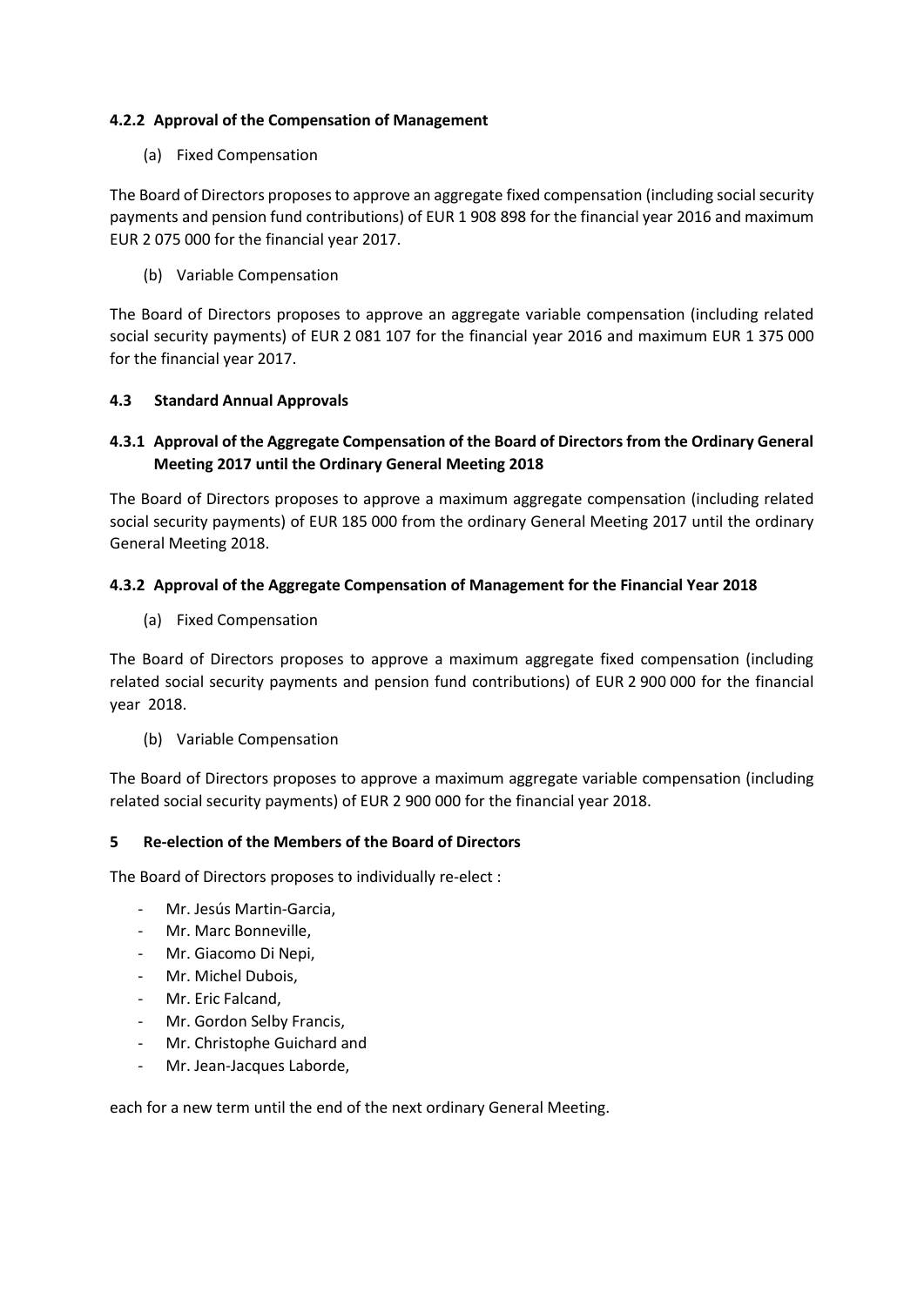#### 4.2.2 Approval of the Compensation of Management

(a) Fixed Compensation

The Board of Directors proposes to approve an aggregate fixed compensation (including social security payments and pension fund contributions) of EUR 1 908 898 for the financial year 2016 and maximum EUR 2 075 000 for the financial year 2017.

(b) Variable Compensation

The Board of Directors proposes to approve an aggregate variable compensation (including related social security payments) of EUR 2 081 107 for the financial year 2016 and maximum EUR 1 375 000 for the financial year 2017.

### 4.3 Standard Annual Approvals

#### 4.3.1 Approval of the Aggregate Compensation of the Board of Directors from the Ordinary General Meeting 2017 until the Ordinary General Meeting 2018

The Board of Directors proposes to approve a maximum aggregate compensation (including related social security payments) of EUR 185 000 from the ordinary General Meeting 2017 until the ordinary General Meeting 2018.

#### 4.3.2 Approval of the Aggregate Compensation of Management for the Financial Year 2018

(a) Fixed Compensation

The Board of Directors proposes to approve a maximum aggregate fixed compensation (including related social security payments and pension fund contributions) of EUR 2 900 000 for the financial year 2018.

(b) Variable Compensation

The Board of Directors proposes to approve a maximum aggregate variable compensation (including related social security payments) of EUR 2 900 000 for the financial year 2018.

## 5 Re-election of the Members of the Board of Directors

The Board of Directors proposes to individually re-elect :

- Mr. Jesús Martin-Garcia,
- Mr. Marc Bonneville,
- Mr. Giacomo Di Nepi,
- Mr. Michel Dubois,
- Mr. Eric Falcand,
- Mr. Gordon Selby Francis,
- Mr. Christophe Guichard and
- Mr. Jean-Jacques Laborde,

each for a new term until the end of the next ordinary General Meeting.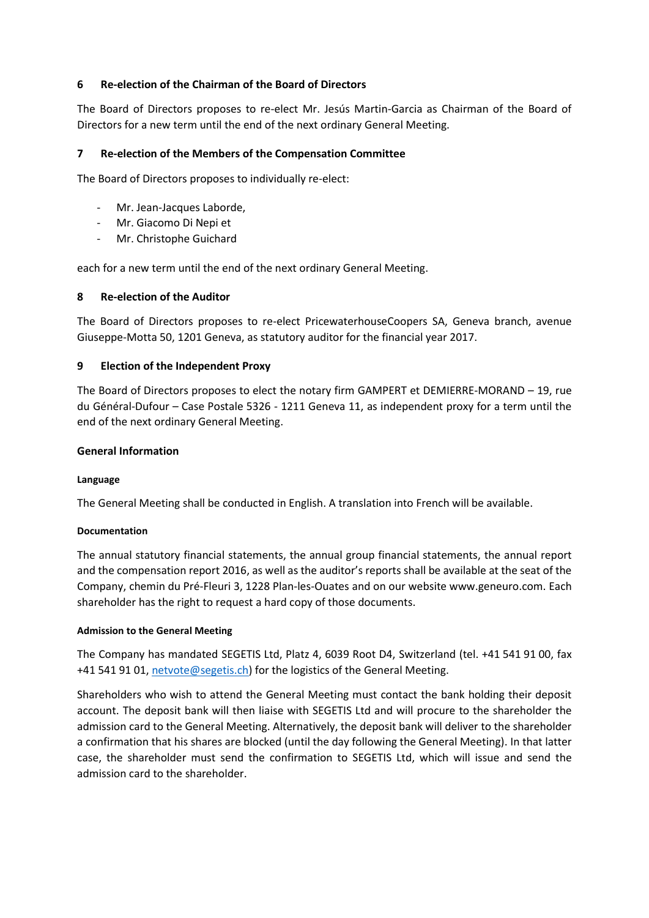## 6 Re-election of the Chairman of the Board of Directors

The Board of Directors proposes to re-elect Mr. Jesús Martin-Garcia as Chairman of the Board of Directors for a new term until the end of the next ordinary General Meeting.

## 7 Re-election of the Members of the Compensation Committee

The Board of Directors proposes to individually re-elect:

- Mr. Jean-Jacques Laborde,
- Mr. Giacomo Di Nepi et
- Mr. Christophe Guichard

each for a new term until the end of the next ordinary General Meeting.

## 8 Re-election of the Auditor

The Board of Directors proposes to re-elect PricewaterhouseCoopers SA, Geneva branch, avenue Giuseppe-Motta 50, 1201 Geneva, as statutory auditor for the financial year 2017.

## 9 Election of the Independent Proxy

The Board of Directors proposes to elect the notary firm GAMPERT et DEMIERRE-MORAND – 19, rue du Général-Dufour – Case Postale 5326 - 1211 Geneva 11, as independent proxy for a term until the end of the next ordinary General Meeting.

## General Information

#### Language

The General Meeting shall be conducted in English. A translation into French will be available.

#### Documentation

The annual statutory financial statements, the annual group financial statements, the annual report and the compensation report 2016, as well as the auditor's reports shall be available at the seat of the Company, chemin du Pré-Fleuri 3, 1228 Plan-les-Ouates and on our website www.geneuro.com. Each shareholder has the right to request a hard copy of those documents.

#### Admission to the General Meeting

The Company has mandated SEGETIS Ltd, Platz 4, 6039 Root D4, Switzerland (tel. +41 541 91 00, fax +41 541 91 01, netvote@segetis.ch) for the logistics of the General Meeting.

Shareholders who wish to attend the General Meeting must contact the bank holding their deposit account. The deposit bank will then liaise with SEGETIS Ltd and will procure to the shareholder the admission card to the General Meeting. Alternatively, the deposit bank will deliver to the shareholder a confirmation that his shares are blocked (until the day following the General Meeting). In that latter case, the shareholder must send the confirmation to SEGETIS Ltd, which will issue and send the admission card to the shareholder.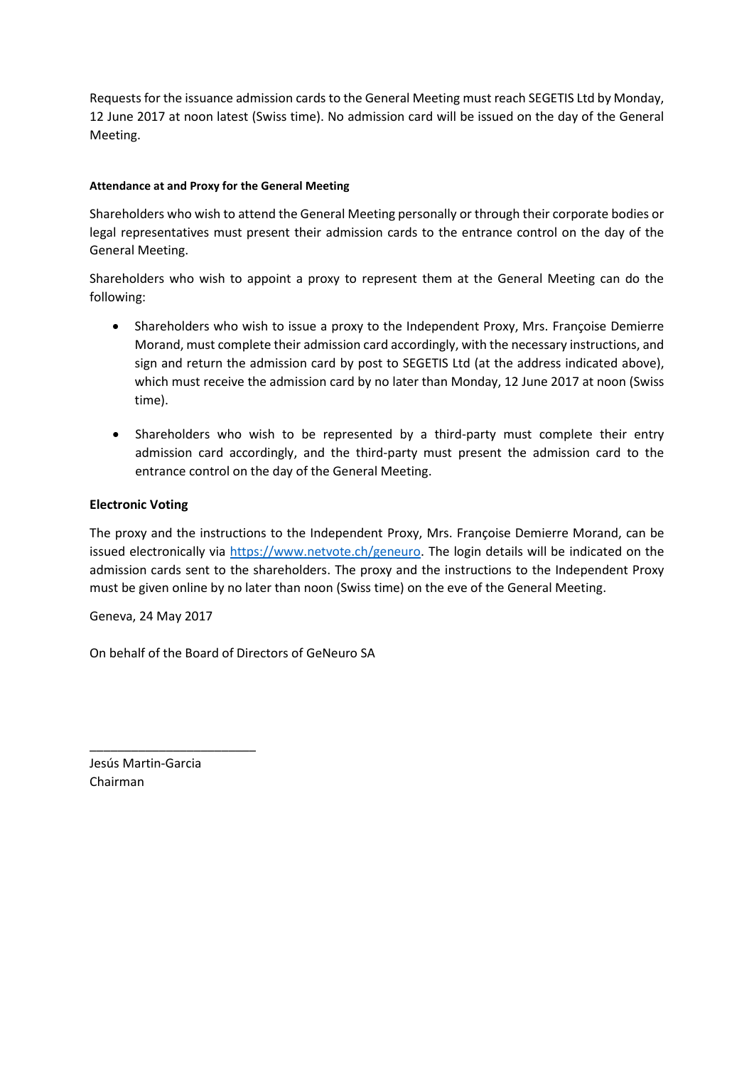Requests for the issuance admission cards to the General Meeting must reach SEGETIS Ltd by Monday, 12 June 2017 at noon latest (Swiss time). No admission card will be issued on the day of the General Meeting.

#### Attendance at and Proxy for the General Meeting

Shareholders who wish to attend the General Meeting personally or through their corporate bodies or legal representatives must present their admission cards to the entrance control on the day of the General Meeting.

Shareholders who wish to appoint a proxy to represent them at the General Meeting can do the following:

- Shareholders who wish to issue a proxy to the Independent Proxy, Mrs. Françoise Demierre Morand, must complete their admission card accordingly, with the necessary instructions, and sign and return the admission card by post to SEGETIS Ltd (at the address indicated above), which must receive the admission card by no later than Monday, 12 June 2017 at noon (Swiss time).

- Shareholders who wish to be represented by a third-party must complete their entry admission card accordingly, and the third-party must present the admission card to the entrance control on the day of the General Meeting.

### Electronic Voting

The proxy and the instructions to the Independent Proxy, Mrs. Françoise Demierre Morand, can be issued electronically via https://www.netvote.ch/geneuro. The login details will be indicated on the admission cards sent to the shareholders. The proxy and the instructions to the Independent Proxy must be given online by no later than noon (Swiss time) on the eve of the General Meeting.

Geneva, 24 May 2017

On behalf of the Board of Directors of GeNeuro SA

________________________

Jesús Martin-Garcia
Chairman